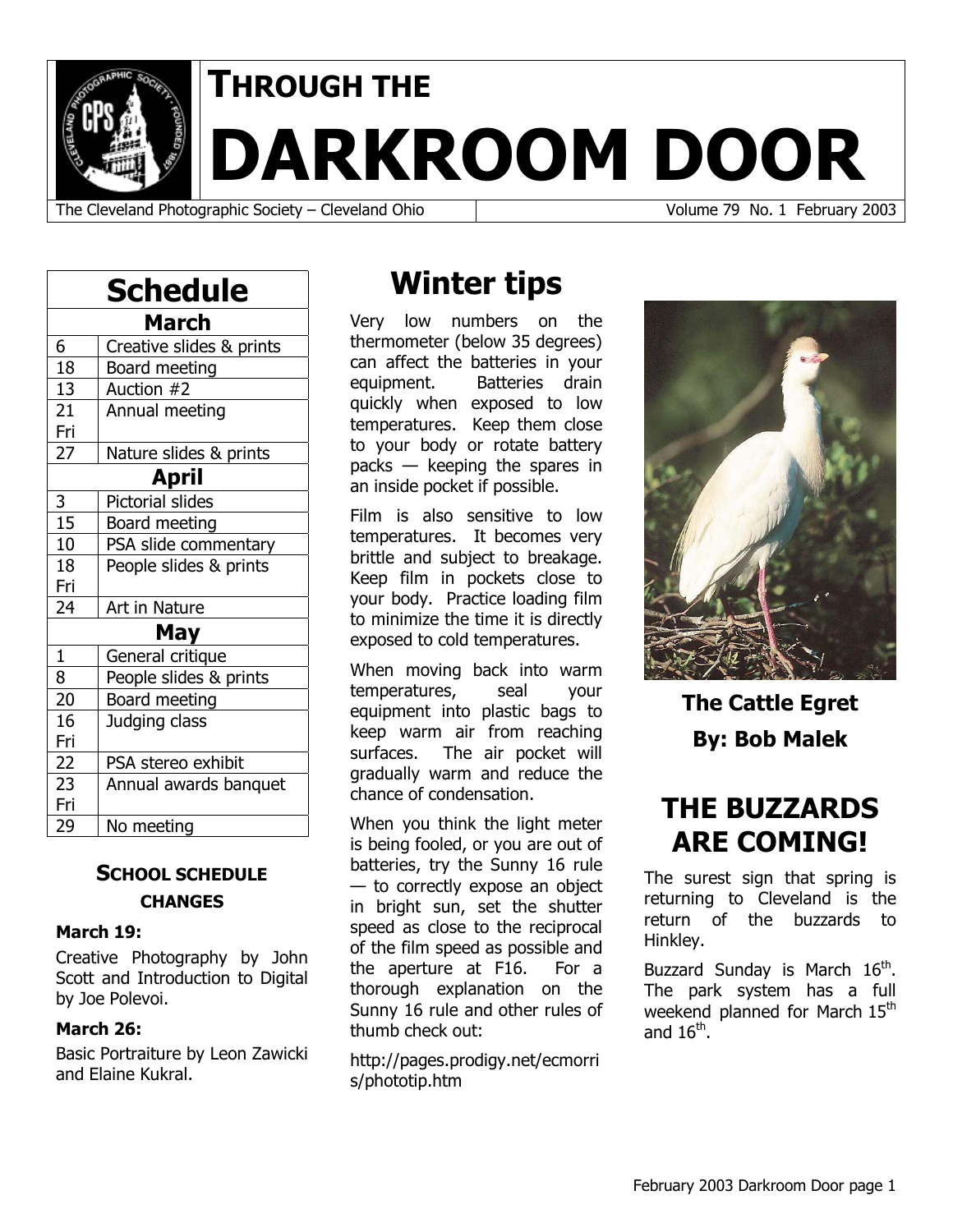# THROUGH THE DARKROOM DOOR

The Cleveland Photographic Society – Cleveland Ohio | Volume 79 No. 1 February 2003

## Schedule

| March | |
|---|---|
| 6 | Creative slides & prints |
| 18 | Board meeting |
| 13 | Auction #2 |
| 21 Fri | Annual meeting |
| 27 | Nature slides & prints |
| **April** | |
| 3 | Pictorial slides |
| 15 | Board meeting |
| 10 | PSA slide commentary |
| 18 Fri | People slides & prints |
| 24 | Art in Nature |
| **May** | |
| 1 | General critique |
| 8 | People slides & prints |
| 20 | Board meeting |
| 16 Fri | Judging class |
| 22 | PSA stereo exhibit |
| 23 Fri | Annual awards banquet |
| 29 | No meeting |

### SCHOOL SCHEDULE CHANGES

**March 19:**

Creative Photography by John Scott and Introduction to Digital by Joe Polevoi.

**March 26:**

Basic Portraiture by Leon Zawicki and Elaine Kukral.

## Winter tips

Very low numbers on the thermometer (below 35 degrees) can affect the batteries in your equipment. Batteries drain quickly when exposed to low temperatures. Keep them close to your body or rotate battery packs — keeping the spares in an inside pocket if possible.

Film is also sensitive to low temperatures. It becomes very brittle and subject to breakage. Keep film in pockets close to your body. Practice loading film to minimize the time it is directly exposed to cold temperatures.

When moving back into warm temperatures, seal your equipment into plastic bags to keep warm air from reaching surfaces. The air pocket will gradually warm and reduce the chance of condensation.

When you think the light meter is being fooled, or you are out of batteries, try the Sunny 16 rule — to correctly expose an object in bright sun, set the shutter speed as close to the reciprocal of the film speed as possible and the aperture at F16. For a thorough explanation on the Sunny 16 rule and other rules of thumb check out:

http://pages.prodigy.net/ecmorris/phototip.htm

**The Cattle Egret**

**By: Bob Malek**

## THE BUZZARDS ARE COMING!

The surest sign that spring is returning to Cleveland is the return of the buzzards to Hinkley.

Buzzard Sunday is March 16th. The park system has a full weekend planned for March 15th and 16th.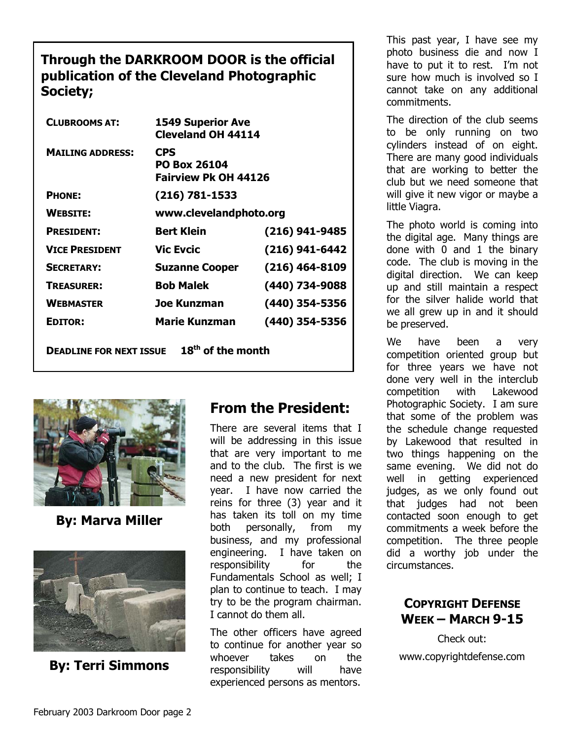## Through the DARKROOM DOOR is the official publication of the Cleveland Photographic Society;

| | | |
|---|---|---|
| **CLUBROOMS AT:** | **1549 Superior Ave Cleveland OH 44114** | |
| **MAILING ADDRESS:** | **CPS PO Box 26104 Fairview Pk OH 44126** | |
| **PHONE:** | **(216) 781-1533** | |
| **WEBSITE:** | **www.clevelandphoto.org** | |
| **PRESIDENT:** | **Bert Klein** | **(216) 941-9485** |
| **VICE PRESIDENT** | **Vic Evcic** | **(216) 941-6442** |
| **SECRETARY:** | **Suzanne Cooper** | **(216) 464-8109** |
| **TREASURER:** | **Bob Malek** | **(440) 734-9088** |
| **WEBMASTER** | **Joe Kunzman** | **(440) 354-5356** |
| **EDITOR:** | **Marie Kunzman** | **(440) 354-5356** |

**DEADLINE FOR NEXT ISSUE 18th of the month**

**By: Marva Miller**

**By: Terri Simmons**

## From the President:

There are several items that I will be addressing in this issue that are very important to me and to the club. The first is we need a new president for next year. I have now carried the reins for three (3) year and it has taken its toll on my time both personally, from my business, and my professional engineering. I have taken on responsibility for the Fundamentals School as well; I plan to continue to teach. I may try to be the program chairman. I cannot do them all.

The other officers have agreed to continue for another year so whoever takes on the responsibility will have experienced persons as mentors.

This past year, I have see my photo business die and now I have to put it to rest. I'm not sure how much is involved so I cannot take on any additional commitments.

The direction of the club seems to be only running on two cylinders instead of on eight. There are many good individuals that are working to better the club but we need someone that will give it new vigor or maybe a little Viagra.

The photo world is coming into the digital age. Many things are done with 0 and 1 the binary code. The club is moving in the digital direction. We can keep up and still maintain a respect for the silver halide world that we all grew up in and it should be preserved.

We have been a very competition oriented group but for three years we have not done very well in the interclub competition with Lakewood Photographic Society. I am sure that some of the problem was the schedule change requested by Lakewood that resulted in two things happening on the same evening. We did not do well in getting experienced judges, as we only found out that judges had not been contacted soon enough to get commitments a week before the competition. The three people did a worthy job under the circumstances.

### COPYRIGHT DEFENSE WEEK – MARCH 9-15

Check out:

www.copyrightdefense.com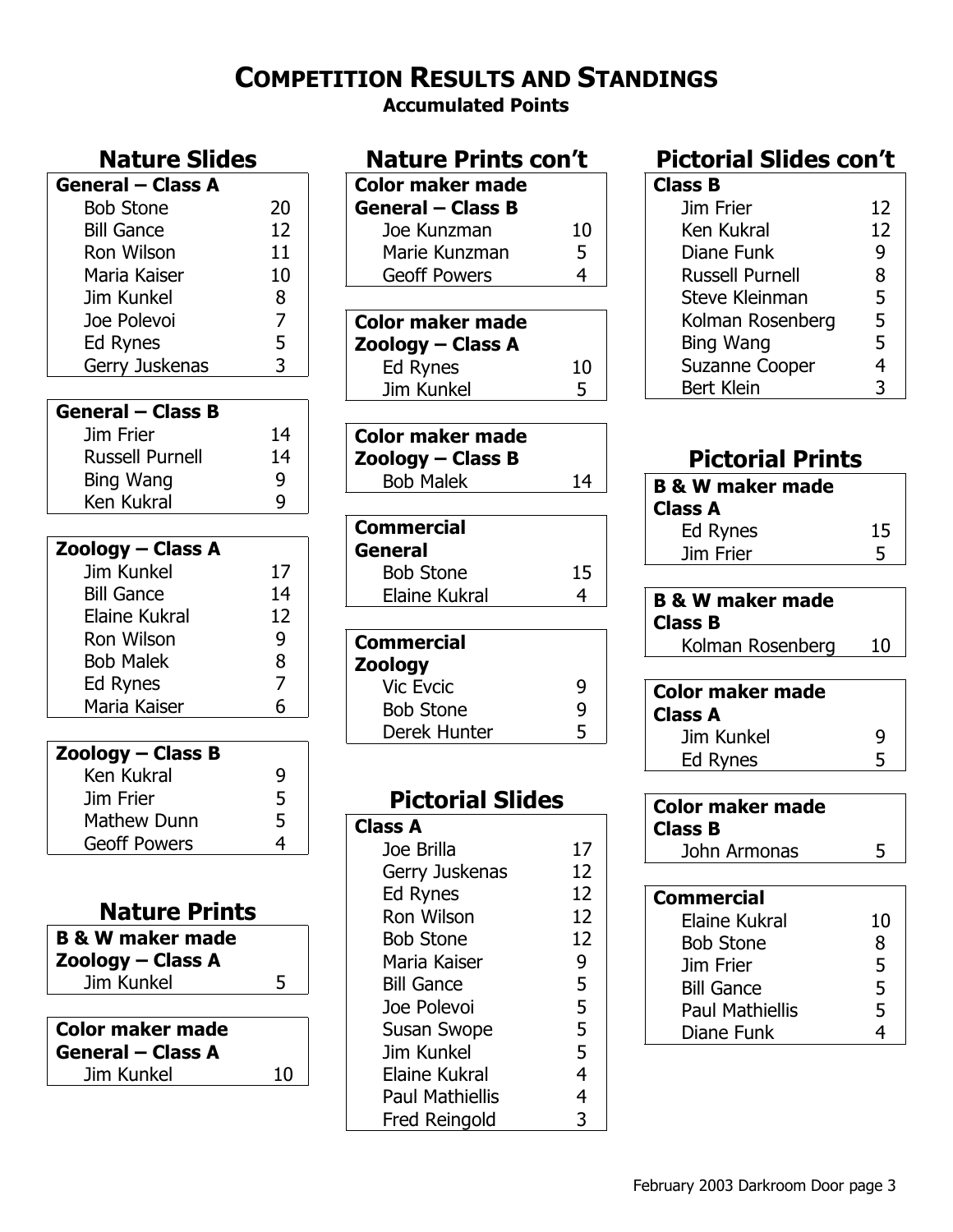# COMPETITION RESULTS AND STANDINGS

**Accumulated Points**

## Nature Slides

| General – Class A | |
|---|---|
| Bob Stone | 20 |
| Bill Gance | 12 |
| Ron Wilson | 11 |
| Maria Kaiser | 10 |
| Jim Kunkel | 8 |
| Joe Polevoi | 7 |
| Ed Rynes | 5 |
| Gerry Juskenas | 3 |

| General – Class B | |
|---|---|
| Jim Frier | 14 |
| Russell Purnell | 14 |
| Bing Wang | 9 |
| Ken Kukral | 9 |

| Zoology – Class A | |
|---|---|
| Jim Kunkel | 17 |
| Bill Gance | 14 |
| Elaine Kukral | 12 |
| Ron Wilson | 9 |
| Bob Malek | 8 |
| Ed Rynes | 7 |
| Maria Kaiser | 6 |

| Zoology – Class B | |
|---|---|
| Ken Kukral | 9 |
| Jim Frier | 5 |
| Mathew Dunn | 5 |
| Geoff Powers | 4 |

## Nature Prints

| B & W maker made Zoology – Class A | |
|---|---|
| Jim Kunkel | 5 |

| Color maker made General – Class A | |
|---|---|
| Jim Kunkel | 10 |

## Nature Prints con't

| Color maker made General – Class B | |
|---|---|
| Joe Kunzman | 10 |
| Marie Kunzman | 5 |
| Geoff Powers | 4 |

| Color maker made Zoology – Class A | |
|---|---|
| Ed Rynes | 10 |
| Jim Kunkel | 5 |

| Color maker made Zoology – Class B | |
|---|---|
| Bob Malek | 14 |

| Commercial General | |
|---|---|
| Bob Stone | 15 |
| Elaine Kukral | 4 |

| Commercial Zoology | |
|---|---|
| Vic Evcic | 9 |
| Bob Stone | 9 |
| Derek Hunter | 5 |

## Pictorial Slides

| Class A | |
|---|---|
| Joe Brilla | 17 |
| Gerry Juskenas | 12 |
| Ed Rynes | 12 |
| Ron Wilson | 12 |
| Bob Stone | 12 |
| Maria Kaiser | 9 |
| Bill Gance | 5 |
| Joe Polevoi | 5 |
| Susan Swope | 5 |
| Jim Kunkel | 5 |
| Elaine Kukral | 4 |
| Paul Mathiellis | 4 |
| Fred Reingold | 3 |

## Pictorial Slides con't

| Class B | |
|---|---|
| Jim Frier | 12 |
| Ken Kukral | 12 |
| Diane Funk | 9 |
| Russell Purnell | 8 |
| Steve Kleinman | 5 |
| Kolman Rosenberg | 5 |
| Bing Wang | 5 |
| Suzanne Cooper | 4 |
| Bert Klein | 3 |

## Pictorial Prints

| B & W maker made Class A | |
|---|---|
| Ed Rynes | 15 |
| Jim Frier | 5 |

| B & W maker made Class B | |
|---|---|
| Kolman Rosenberg | 10 |

| Color maker made Class A | |
|---|---|
| Jim Kunkel | 9 |
| Ed Rynes | 5 |

| Color maker made Class B | |
|---|---|
| John Armonas | 5 |

| Commercial | |
|---|---|
| Elaine Kukral | 10 |
| Bob Stone | 8 |
| Jim Frier | 5 |
| Bill Gance | 5 |
| Paul Mathiellis | 5 |
| Diane Funk | 4 |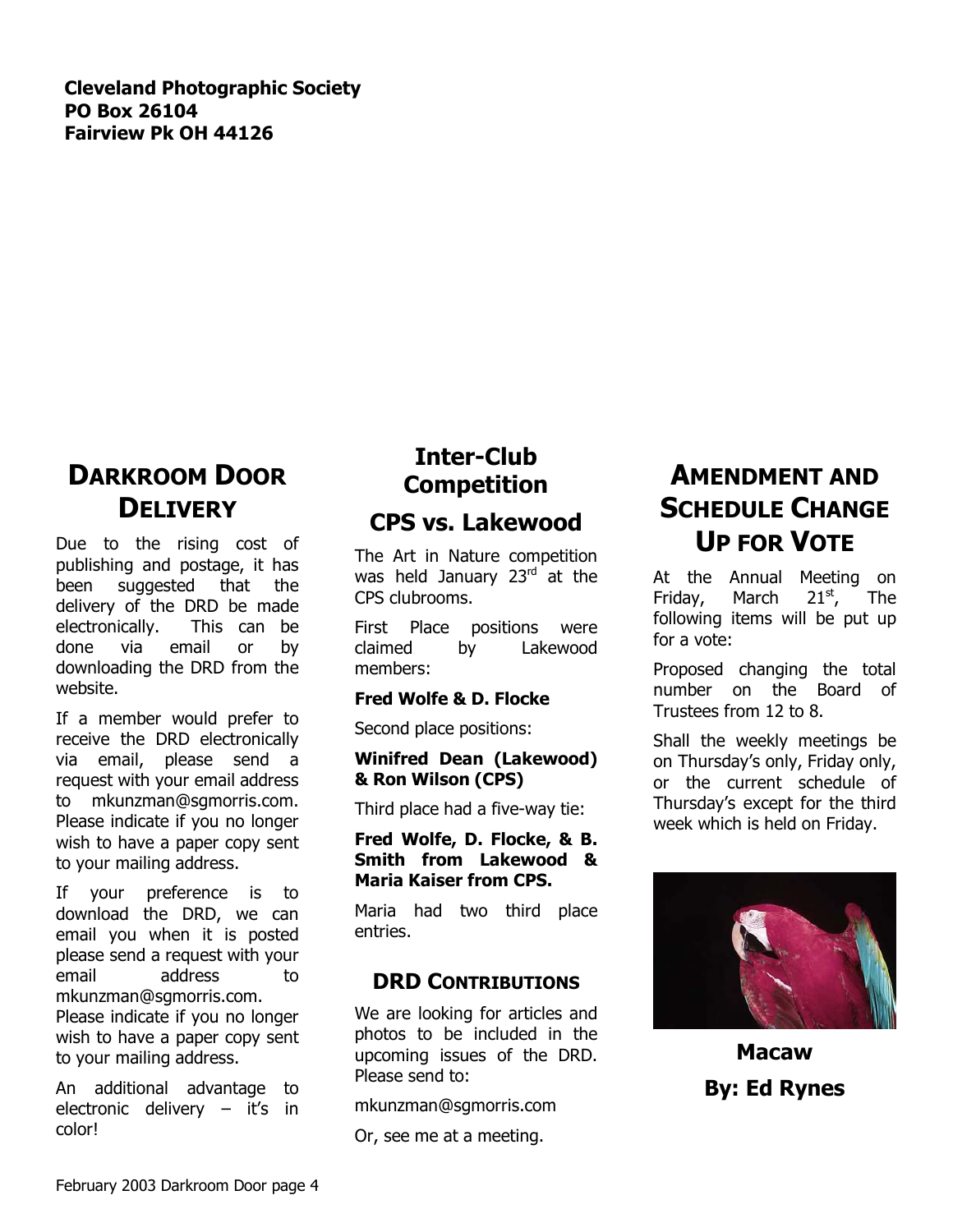**Cleveland Photographic Society**
**PO Box 26104**
**Fairview Pk OH 44126**

## DARKROOM DOOR DELIVERY

Due to the rising cost of publishing and postage, it has been suggested that the delivery of the DRD be made electronically. This can be done via email or by downloading the DRD from the website.

If a member would prefer to receive the DRD electronically via email, please send a request with your email address to mkunzman@sgmorris.com. Please indicate if you no longer wish to have a paper copy sent to your mailing address.

If your preference is to download the DRD, we can email you when it is posted please send a request with your email address to mkunzman@sgmorris.com. Please indicate if you no longer wish to have a paper copy sent to your mailing address.

An additional advantage to electronic delivery – it's in color!

## Inter-Club Competition

### CPS vs. Lakewood

The Art in Nature competition was held January 23rd at the CPS clubrooms.

First Place positions were claimed by Lakewood members:

**Fred Wolfe & D. Flocke**

Second place positions:

**Winifred Dean (Lakewood) & Ron Wilson (CPS)**

Third place had a five-way tie:

**Fred Wolfe, D. Flocke, & B. Smith from Lakewood & Maria Kaiser from CPS.**

Maria had two third place entries.

### DRD CONTRIBUTIONS

We are looking for articles and photos to be included in the upcoming issues of the DRD. Please send to:

mkunzman@sgmorris.com

Or, see me at a meeting.

## AMENDMENT AND SCHEDULE CHANGE UP FOR VOTE

At the Annual Meeting on Friday, March 21st, The following items will be put up for a vote:

Proposed changing the total number on the Board of Trustees from 12 to 8.

Shall the weekly meetings be on Thursday's only, Friday only, or the current schedule of Thursday's except for the third week which is held on Friday.

**Macaw**

**By: Ed Rynes**